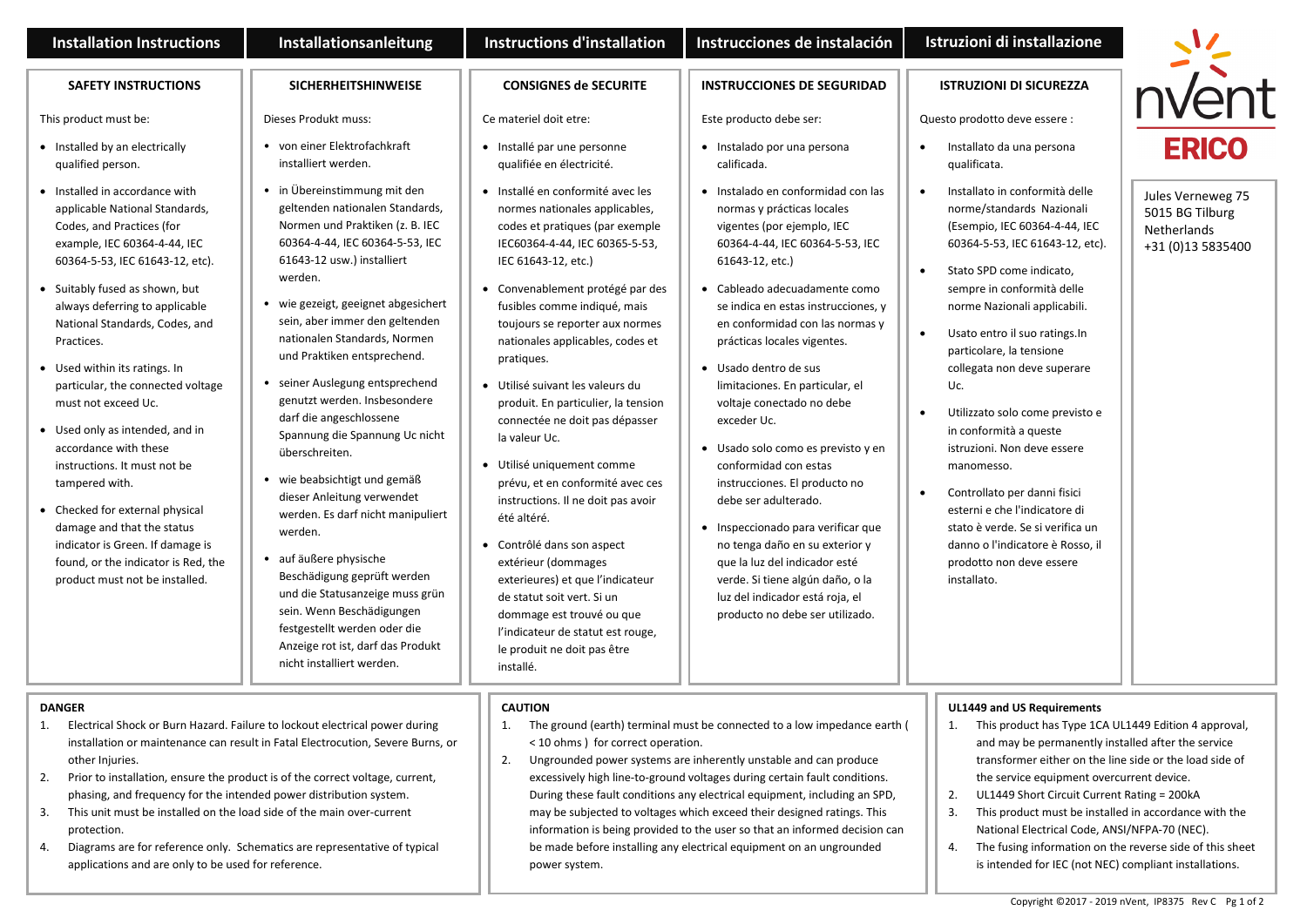## Installation Instructions

### SAFETY INSTRUCTIONS

This product must be:

- Installed by an electrically qualified person.
- Installed in accordance with applicable National Standards, Codes, and Practices (for example, IEC 60364-4-44, IEC 60364-5-53, IEC 61643-12, etc).
- Suitably fused as shown, but always deferring to applicable National Standards, Codes, and Practices.
- Used within its ratings. In particular, the connected voltage must not exceed Uc.
- Used only as intended, and in accordance with these instructions. It must not be tampered with.
- Checked for external physical damage and that the status indicator is Green. If damage is found, or the indicator is Red, the product must not be installed.

## Installationsanleitung

### SICHERHEITSHINWEISE

Dieses Produkt muss:

- von einer Elektrofachkraft installiert werden.
- in Übereinstimmung mit den geltenden nationalen Standards, Normen und Praktiken (z. B. IEC 60364-4-44, IEC 60364-5-53, IEC 61643-12 usw.) installiert werden.
- wie gezeigt, geeignet abgesichert sein, aber immer den geltenden nationalen Standards, Normen und Praktiken entsprechend.
- seiner Auslegung entsprechend genutzt werden. Insbesondere darf die angeschlossene Spannung die Spannung Uc nicht überschreiten.
- wie beabsichtigt und gemäß dieser Anleitung verwendet werden. Es darf nicht manipuliert werden.
- auf äußere physische Beschädigung geprüft werden und die Statusanzeige muss grün sein. Wenn Beschädigungen festgestellt werden oder die Anzeige rot ist, darf das Produkt nicht installiert werden.

## Instructions d'installation

### CONSIGNES de SECURITE

Ce materiel doit etre:

- Installé par une personne qualifiée en électricité.
- Installé en conformité avec les normes nationales applicables, codes et pratiques (par exemple IEC60364-4-44, IEC 60365-5-53, IEC 61643-12, etc.)
- Convenablement protégé par des fusibles comme indiqué, mais toujours se reporter aux normes nationales applicables, codes et pratiques.
- Utilisé suivant les valeurs du produit. En particulier, la tension connectée ne doit pas dépasser la valeur Uc.
- Utilisé uniquement comme prévu, et en conformité avec ces instructions. Il ne doit pas avoir été altéré.
- Contrôlé dans son aspect extérieur (dommages exterieures) et que l'indicateur de statut soit vert. Si un dommage est trouvé ou que l'indicateur de statut est rouge, le produit ne doit pas être installé.

## Instrucciones de instalación

### INSTRUCCIONES DE SEGURIDAD

Este producto debe ser:

- Instalado por una persona calificada.
- Instalado en conformidad con las normas y prácticas locales vigentes (por ejemplo, IEC 60364-4-44, IEC 60364-5-53, IEC 61643-12, etc.)
- Cableado adecuadamente como se indica en estas instrucciones, y en conformidad con las normas y prácticas locales vigentes.
- Usado dentro de sus limitaciones. En particular, el voltaje conectado no debe exceder Uc.
- Usado solo como es previsto y en conformidad con estas instrucciones. El producto no debe ser adulterado.
- Inspeccionado para verificar que no tenga daño en su exterior y que la luz del indicador esté verde. Si tiene algún daño, o la luz del indicador está roja, el producto no debe ser utilizado.

## Istruzioni di installazione

### ISTRUZIONI DI SICUREZZA

Questo prodotto deve essere :

- Installato da una persona qualificata.
- Installato in conformità delle norme/standards Nazionali (Esempio, IEC 60364-4-44, IEC 60364-5-53, IEC 61643-12, etc).
- Stato SPD come indicato, sempre in conformità delle norme Nazionali applicabili.
- Usato entro il suo ratings.In particolare, la tensione collegata non deve superare Uc.
- Utilizzato solo come previsto e in conformità a queste istruzioni. Non deve essere manomesso.
- Controllato per danni fisici esterni e che l'indicatore di stato è verde. Se si verifica un danno o l'indicatore è Rosso, il prodotto non deve essere installato.

nVent ERICO

Jules Verneweg 75
5015 BG Tilburg
Netherlands
+31 (0)13 5835400

### DANGER

1. Electrical Shock or Burn Hazard. Failure to lockout electrical power during installation or maintenance can result in Fatal Electrocution, Severe Burns, or other Injuries.
2. Prior to installation, ensure the product is of the correct voltage, current, phasing, and frequency for the intended power distribution system.
3. This unit must be installed on the load side of the main over-current protection.
4. Diagrams are for reference only. Schematics are representative of typical applications and are only to be used for reference.

### CAUTION

1. The ground (earth) terminal must be connected to a low impedance earth ( < 10 ohms ) for correct operation.
2. Ungrounded power systems are inherently unstable and can produce excessively high line-to-ground voltages during certain fault conditions. During these fault conditions any electrical equipment, including an SPD, may be subjected to voltages which exceed their designed ratings. This information is being provided to the user so that an informed decision can be made before installing any electrical equipment on an ungrounded power system.

### UL1449 and US Requirements

1. This product has Type 1CA UL1449 Edition 4 approval, and may be permanently installed after the service transformer either on the line side or the load side of the service equipment overcurrent device.
2. UL1449 Short Circuit Current Rating = 200kA
3. This product must be installed in accordance with the National Electrical Code, ANSI/NFPA-70 (NEC).
4. The fusing information on the reverse side of this sheet is intended for IEC (not NEC) compliant installations.

Copyright ©2017 - 2019 nVent, IP8375 Rev C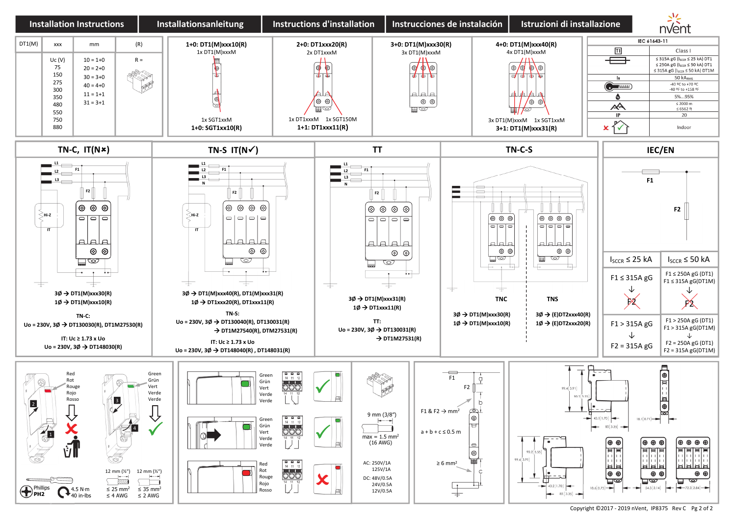Installation Instructions | Installationsanleitung | Instructions d'installation | Instrucciones de instalación | Istruzioni di installazione

nVent

| DT1(M) | xxx | mm | (R) |
|---|---|---|---|
| | Uc (V) | 10 = 1+0 | R = |
| | 75 | 20 = 2+0 | |
| | 150 | 30 = 3+0 | |
| | 275 | 40 = 4+0 | |
| | 300 | 11 = 1+1 | |
| | 350 | 31 = 3+1 | |
| | 480 | | |
| | 550 | | |
| | 750 | | |
| | 880 | | |

**1+0: DT1(M)xxx10(R)**
1x DT1(M)xxxM
1x SGT1xxM
**1+0: SGT1xx10(R)**

**2+0: DT1xxx20(R)**
2x DT1xxxM
1x DT1xxxM 1x SGT150M
**1+1: DT1xxx11(R)**

**3+0: DT1(M)xxx30(R)**
3x DT1(M)xxxM

**4+0: DT1(M)xxx40(R)**
4x DT1(M)xxxM
3x DT1(M)xxxM 1x SGT1xxM
**3+1: DT1(M)xxx31(R)**

| IEC 61643-11 | |
|---|---|
| T1 | Class I |
| (fuse) | ≤ 315A gG ($I_{SCCR}$ ≤ 25 kA) DT1<br>≤ 250A gG ($I_{SCCR}$ ≤ 50 kA) DT1<br>≤ 315A gG ($I_{SCCR}$ ≤ 50 kA) DT1M |
| $I_N$ | 50 $kA_{RMS}$ |
| (temperature) | -40 ºC to +70 ºC<br>-40 ºF to +158 ºF |
| (humidity) | 5%...95% |
| (altitude) | ≤ 2000 m<br>≤ 6562 ft |
| IP | 20 |
| (indoor) | Indoor |

## TN-C, IT(N✗)

L1, L2, L3, F1, F2, Hi-Z, IT

3Ø → DT1(M)xxx30(R)
1Ø → DT1(M)xxx10(R)

TN-C:
Uo = 230V, 3Ø → DT130030(R), DT1M27530(R)

IT: Uc ≥ 1.73 x Uo
Uo = 230V, 3Ø → DT148030(R)

## TN-S IT(N✓)

L1, L2, L3, N, F1, F2, Hi-Z, IT

3Ø → DT1(M)xxx40(R), DT1(M)xxx31(R)
1Ø → DT1xxx20(R), DT1xxx11(R)

TN-S:
Uo = 230V, 3Ø → DT130040(R), DT130031(R)
→ DT1M27540(R), DTM27531(R)

IT: Uc ≥ 1.73 x Uo
Uo = 230V, 3Ø → DT148040(R) , DT148031(R)

## TT

L1, L2, L3, N, F1, F2

3Ø → DT1(M)xxx31(R)
1Ø → DT1xxx11(R)

TT:
Uo = 230V, 3Ø → DT130031(R)
→ DT1M27531(R)

## TN-C-S

**TNC**
3Ø → DT1(M)xxx30(R)
1Ø → DT1(M)xxx10(R)

**TNS**
3Ø → (E)DT2xxx40(R)
1Ø → (E)DT2xxx20(R)

## IEC/EN

F1, F2

| $I_{SCCR}$ ≤ 25 kA | $I_{SCCR}$ ≤ 50 kA |
|---|---|
| F1 ≤ 315A gG<br>↓<br>F2 (crossed out) | F1 ≤ 250A gG (DT1)<br>F1 ≤ 315A gG(DT1M)<br>↓<br>F2 (crossed out) |
| F1 > 315A gG<br>↓<br>F2 = 315A gG | F1 > 250A gG (DT1)<br>F1 > 315A gG(DT1M)<br>↓<br>F2 = 250A gG (DT1)<br>F2 = 315A gG(DT1M) |

Red / Rot / Rouge / Rojo / Rosso
Green / Grün / Vert / Verde / Verde

Phillips PH2
4.5 N·m / 40 in-lbs
12 mm (½") — ≤ 25 mm² / ≤ 4 AWG
12 mm (½") — ≤ 35 mm² / ≤ 2 AWG

Green / Grün / Vert / Verde / Verde — 14 11 12 ✓
Green / Grün / Vert / Verde / Verde — 14 11 12 ✓
Red / Rot / Rouge / Rojo / Rosso — 14 11 12 ✗

9 mm (3/8")
max = 1.5 mm² (16 AWG)

AC: 250V/1A
125V/1A

DC: 48V/0.5A
24V/0.5A
12V/0.5A

F1, F2
F1 & F2 → mm²
a + b + c ≤ 0.5 m
≥ 6 mm²

99.4 [3.91], 90.2 [3.55], 43.1 [1.70], 85 [3.35], 18.1 [0.71]
99.4 [3.91], 90.2 [3.55], 43.2 [1.70], 85 [3.35], 18.6 [0.73], 54.3 [2.14], 72.3 [2.84]

Copyright ©2017 - 2019 nVent, IP8375 Rev C